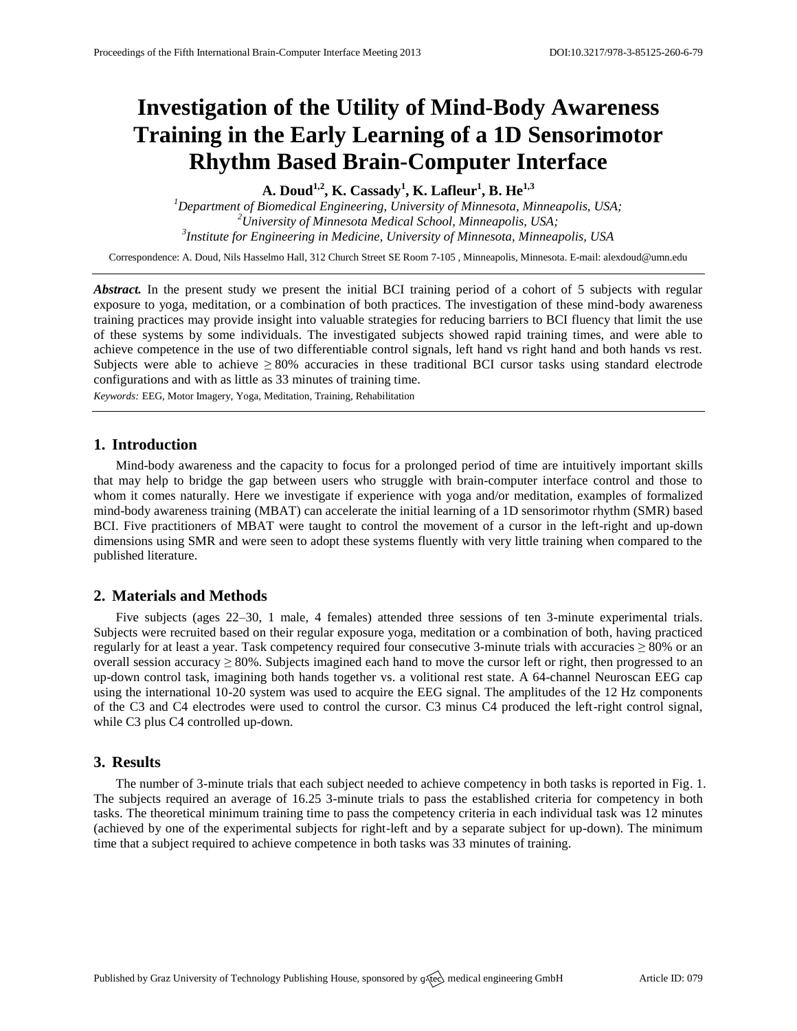// Investigation of the Utility of Mind-Body Awareness Training in the Early Learning of a 1D Sensorimotor Rhythm Based Brain-Computer Interface

# Investigation of the Utility of Mind-Body Awareness Training in the Early Learning of a 1D Sensorimotor Rhythm Based Brain-Computer Interface

**A. Doud[1,2], K. Cassady[1], K. Lafleur[1], B. He[1,3]**

[1]*Department of Biomedical Engineering, University of Minnesota, Minneapolis, USA;*
[2]*University of Minnesota Medical School, Minneapolis, USA;*
[3]*Institute for Engineering in Medicine, University of Minnesota, Minneapolis, USA*

Correspondence: A. Doud, Nils Hasselmo Hall, 312 Church Street SE Room 7-105 , Minneapolis, Minnesota. E-mail: alexdoud@umn.edu

***Abstract.*** In the present study we present the initial BCI training period of a cohort of 5 subjects with regular exposure to yoga, meditation, or a combination of both practices. The investigation of these mind-body awareness training practices may provide insight into valuable strategies for reducing barriers to BCI fluency that limit the use of these systems by some individuals. The investigated subjects showed rapid training times, and were able to achieve competence in the use of two differentiable control signals, left hand vs right hand and both hands vs rest. Subjects were able to achieve ≥ 80% accuracies in these traditional BCI cursor tasks using standard electrode configurations and with as little as 33 minutes of training time.

*Keywords:* EEG, Motor Imagery, Yoga, Meditation, Training, Rehabilitation

## 1. Introduction

Mind-body awareness and the capacity to focus for a prolonged period of time are intuitively important skills that may help to bridge the gap between users who struggle with brain-computer interface control and those to whom it comes naturally. Here we investigate if experience with yoga and/or meditation, examples of formalized mind-body awareness training (MBAT) can accelerate the initial learning of a 1D sensorimotor rhythm (SMR) based BCI. Five practitioners of MBAT were taught to control the movement of a cursor in the left-right and up-down dimensions using SMR and were seen to adopt these systems fluently with very little training when compared to the published literature.

## 2. Materials and Methods

Five subjects (ages 22–30, 1 male, 4 females) attended three sessions of ten 3-minute experimental trials. Subjects were recruited based on their regular exposure yoga, meditation or a combination of both, having practiced regularly for at least a year. Task competency required four consecutive 3-minute trials with accuracies ≥ 80% or an overall session accuracy ≥ 80%. Subjects imagined each hand to move the cursor left or right, then progressed to an up-down control task, imagining both hands together vs. a volitional rest state. A 64-channel Neuroscan EEG cap using the international 10-20 system was used to acquire the EEG signal. The amplitudes of the 12 Hz components of the C3 and C4 electrodes were used to control the cursor. C3 minus C4 produced the left-right control signal, while C3 plus C4 controlled up-down.

## 3. Results

The number of 3-minute trials that each subject needed to achieve competency in both tasks is reported in Fig. 1. The subjects required an average of 16.25 3-minute trials to pass the established criteria for competency in both tasks. The theoretical minimum training time to pass the competency criteria in each individual task was 12 minutes (achieved by one of the experimental subjects for right-left and by a separate subject for up-down). The minimum time that a subject required to achieve competence in both tasks was 33 minutes of training.

# Investigation of the Utility of Mind-Body Awareness Training in the Early Learning of a 1D Sensorimotor Rhythm Based Brain-Computer Interface

**A. Doud[1,2], K. Cassady[1], K. Lafleur[1], B. He[1,3]**

[1]*Department of Biomedical Engineering, University of Minnesota, Minneapolis, USA;*
[2]*University of Minnesota Medical School, Minneapolis, USA;*
[3]*Institute for Engineering in Medicine, University of Minnesota, Minneapolis, USA*

Correspondence: A. Doud, Nils Hasselmo Hall, 312 Church Street SE Room 7-105 , Minneapolis, Minnesota. E-mail: alexdoud@umn.edu

***Abstract.*** In the present study we present the initial BCI training period of a cohort of 5 subjects with regular exposure to yoga, meditation, or a combination of both practices. The investigation of these mind-body awareness training practices may provide insight into valuable strategies for reducing barriers to BCI fluency that limit the use of these systems by some individuals. The investigated subjects showed rapid training times, and were able to achieve competence in the use of two differentiable control signals, left hand vs right hand and both hands vs rest. Subjects were able to achieve ≥ 80% accuracies in these traditional BCI cursor tasks using standard electrode configurations and with as little as 33 minutes of training time.

*Keywords:* EEG, Motor Imagery, Yoga, Meditation, Training, Rehabilitation

## 1. Introduction

Mind-body awareness and the capacity to focus for a prolonged period of time are intuitively important skills that may help to bridge the gap between users who struggle with brain-computer interface control and those to whom it comes naturally. Here we investigate if experience with yoga and/or meditation, examples of formalized mind-body awareness training (MBAT) can accelerate the initial learning of a 1D sensorimotor rhythm (SMR) based BCI. Five practitioners of MBAT were taught to control the movement of a cursor in the left-right and up-down dimensions using SMR and were seen to adopt these systems fluently with very little training when compared to the published literature.

## 2. Materials and Methods

Five subjects (ages 22–30, 1 male, 4 females) attended three sessions of ten 3-minute experimental trials. Subjects were recruited based on their regular exposure yoga, meditation or a combination of both, having practiced regularly for at least a year. Task competency required four consecutive 3-minute trials with accuracies ≥ 80% or an overall session accuracy ≥ 80%. Subjects imagined each hand to move the cursor left or right, then progressed to an up-down control task, imagining both hands together vs. a volitional rest state. A 64-channel Neuroscan EEG cap using the international 10-20 system was used to acquire the EEG signal. The amplitudes of the 12 Hz components of the C3 and C4 electrodes were used to control the cursor. C3 minus C4 produced the left-right control signal, while C3 plus C4 controlled up-down.

## 3. Results

The number of 3-minute trials that each subject needed to achieve competency in both tasks is reported in Fig. 1. The subjects required an average of 16.25 3-minute trials to pass the established criteria for competency in both tasks. The theoretical minimum training time to pass the competency criteria in each individual task was 12 minutes (achieved by one of the experimental subjects for right-left and by a separate subject for up-down). The minimum time that a subject required to achieve competence in both tasks was 33 minutes of training.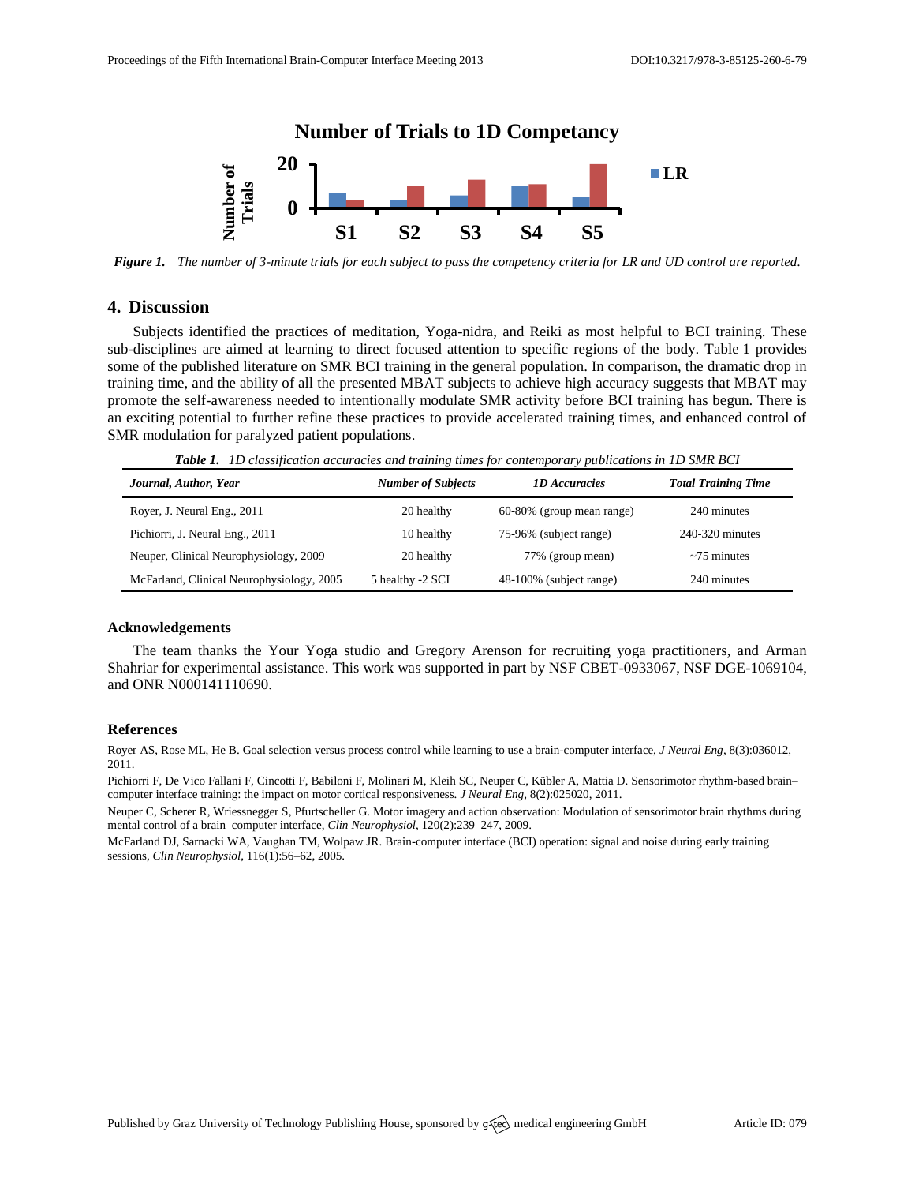Number of Trials to 1D Competancy

20

0

Number of Trials

S1 S2 S3 S4 S5

LR

***Figure 1.*** *The number of 3-minute trials for each subject to pass the competency criteria for LR and UD control are reported.*

## 4. Discussion

Subjects identified the practices of meditation, Yoga-nidra, and Reiki as most helpful to BCI training. These sub-disciplines are aimed at learning to direct focused attention to specific regions of the body. Table 1 provides some of the published literature on SMR BCI training in the general population. In comparison, the dramatic drop in training time, and the ability of all the presented MBAT subjects to achieve high accuracy suggests that MBAT may promote the self-awareness needed to intentionally modulate SMR activity before BCI training has begun. There is an exciting potential to further refine these practices to provide accelerated training times, and enhanced control of SMR modulation for paralyzed patient populations.

***Table 1.*** *1D classification accuracies and training times for contemporary publications in 1D SMR BCI*

| *Journal, Author, Year* | *Number of Subjects* | *1D Accuracies* | *Total Training Time* |
|---|---|---|---|
| Royer, J. Neural Eng., 2011 | 20 healthy | 60-80% (group mean range) | 240 minutes |
| Pichiorri, J. Neural Eng., 2011 | 10 healthy | 75-96% (subject range) | 240-320 minutes |
| Neuper, Clinical Neurophysiology, 2009 | 20 healthy | 77% (group mean) | ~75 minutes |
| McFarland, Clinical Neurophysiology, 2005 | 5 healthy -2 SCI | 48-100% (subject range) | 240 minutes |

### Acknowledgements

The team thanks the Your Yoga studio and Gregory Arenson for recruiting yoga practitioners, and Arman Shahriar for experimental assistance. This work was supported in part by NSF CBET-0933067, NSF DGE-1069104, and ONR N000141110690.

### References

Royer AS, Rose ML, He B. Goal selection versus process control while learning to use a brain-computer interface, *J Neural Eng*, 8(3):036012, 2011.

Pichiorri F, De Vico Fallani F, Cincotti F, Babiloni F, Molinari M, Kleih SC, Neuper C, Kübler A, Mattia D. Sensorimotor rhythm-based brain–computer interface training: the impact on motor cortical responsiveness. *J Neural Eng*, 8(2):025020, 2011.

Neuper C, Scherer R, Wriessnegger S, Pfurtscheller G. Motor imagery and action observation: Modulation of sensorimotor brain rhythms during mental control of a brain–computer interface, *Clin Neurophysiol*, 120(2):239–247, 2009.

McFarland DJ, Sarnacki WA, Vaughan TM, Wolpaw JR. Brain-computer interface (BCI) operation: signal and noise during early training sessions, *Clin Neurophysiol*, 116(1):56–62, 2005.